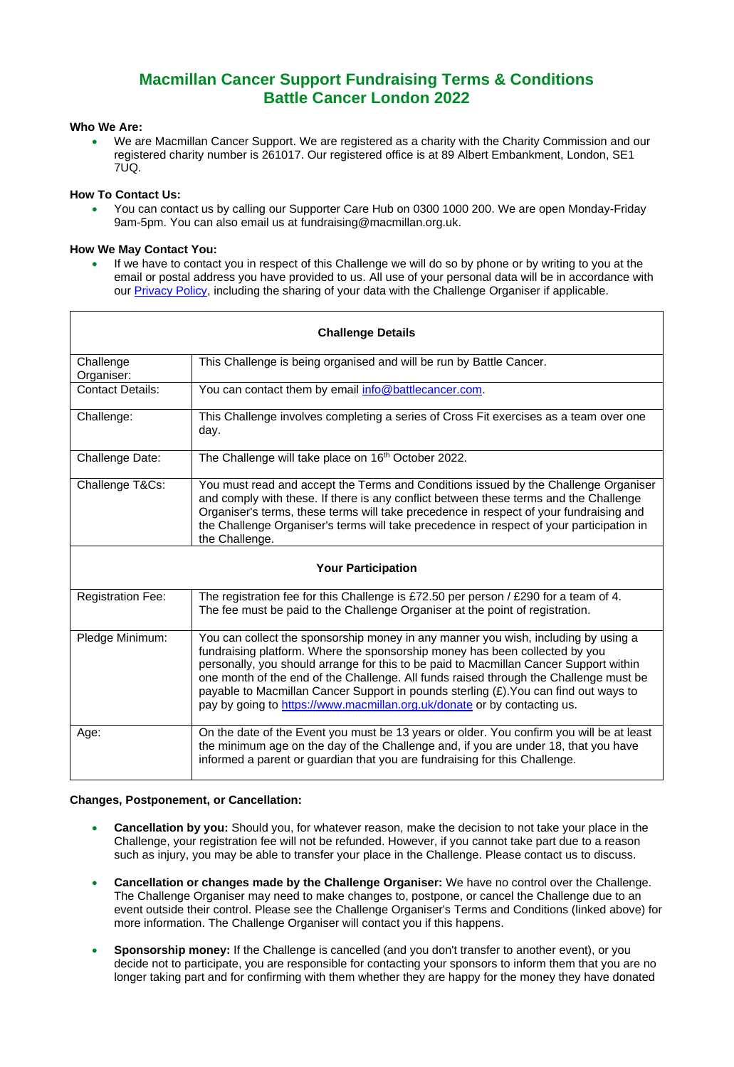# Macmillan Cancer Support Fundraising Terms & Conditions
# Battle Cancer London 2022

**Who We Are:**

- We are Macmillan Cancer Support. We are registered as a charity with the Charity Commission and our registered charity number is 261017. Our registered office is at 89 Albert Embankment, London, SE1 7UQ.

**How To Contact Us:**

- You can contact us by calling our Supporter Care Hub on 0300 1000 200. We are open Monday-Friday 9am-5pm. You can also email us at fundraising@macmillan.org.uk.

**How We May Contact You:**

- If we have to contact you in respect of this Challenge we will do so by phone or by writing to you at the email or postal address you have provided to us. All use of your personal data will be in accordance with our Privacy Policy, including the sharing of your data with the Challenge Organiser if applicable.

| **Challenge Details** | |
|---|---|
| Challenge Organiser: | This Challenge is being organised and will be run by Battle Cancer. |
| Contact Details: | You can contact them by email info@battlecancer.com. |
| Challenge: | This Challenge involves completing a series of Cross Fit exercises as a team over one day. |
| Challenge Date: | The Challenge will take place on 16th October 2022. |
| Challenge T&Cs: | You must read and accept the Terms and Conditions issued by the Challenge Organiser and comply with these. If there is any conflict between these terms and the Challenge Organiser's terms, these terms will take precedence in respect of your fundraising and the Challenge Organiser's terms will take precedence in respect of your participation in the Challenge. |
| **Your Participation** | |
| Registration Fee: | The registration fee for this Challenge is £72.50 per person / £290 for a team of 4. The fee must be paid to the Challenge Organiser at the point of registration. |
| Pledge Minimum: | You can collect the sponsorship money in any manner you wish, including by using a fundraising platform. Where the sponsorship money has been collected by you personally, you should arrange for this to be paid to Macmillan Cancer Support within one month of the end of the Challenge. All funds raised through the Challenge must be payable to Macmillan Cancer Support in pounds sterling (£).You can find out ways to pay by going to https://www.macmillan.org.uk/donate or by contacting us. |
| Age: | On the date of the Event you must be 13 years or older. You confirm you will be at least the minimum age on the day of the Challenge and, if you are under 18, that you have informed a parent or guardian that you are fundraising for this Challenge. |

**Changes, Postponement, or Cancellation:**

- **Cancellation by you:** Should you, for whatever reason, make the decision to not take your place in the Challenge, your registration fee will not be refunded. However, if you cannot take part due to a reason such as injury, you may be able to transfer your place in the Challenge. Please contact us to discuss.

- **Cancellation or changes made by the Challenge Organiser:** We have no control over the Challenge. The Challenge Organiser may need to make changes to, postpone, or cancel the Challenge due to an event outside their control. Please see the Challenge Organiser's Terms and Conditions (linked above) for more information. The Challenge Organiser will contact you if this happens.

- **Sponsorship money:** If the Challenge is cancelled (and you don't transfer to another event), or you decide not to participate, you are responsible for contacting your sponsors to inform them that you are no longer taking part and for confirming with them whether they are happy for the money they have donated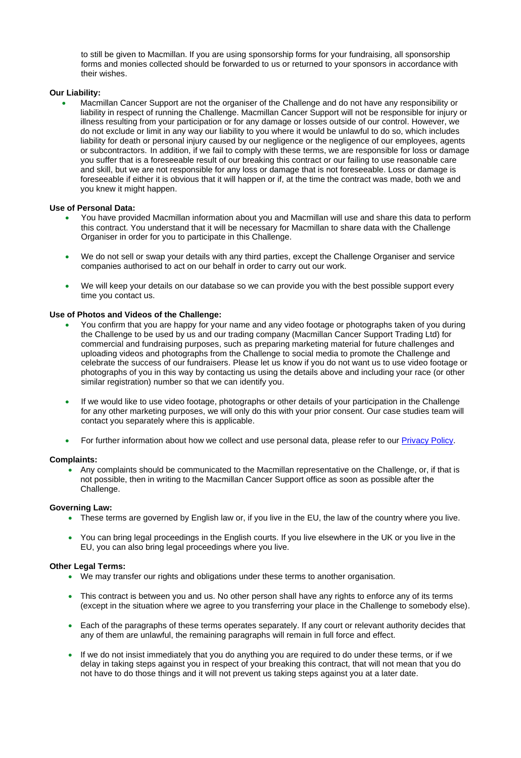to still be given to Macmillan. If you are using sponsorship forms for your fundraising, all sponsorship forms and monies collected should be forwarded to us or returned to your sponsors in accordance with their wishes.

**Our Liability:**

- Macmillan Cancer Support are not the organiser of the Challenge and do not have any responsibility or liability in respect of running the Challenge. Macmillan Cancer Support will not be responsible for injury or illness resulting from your participation or for any damage or losses outside of our control. However, we do not exclude or limit in any way our liability to you where it would be unlawful to do so, which includes liability for death or personal injury caused by our negligence or the negligence of our employees, agents or subcontractors. In addition, if we fail to comply with these terms, we are responsible for loss or damage you suffer that is a foreseeable result of our breaking this contract or our failing to use reasonable care and skill, but we are not responsible for any loss or damage that is not foreseeable. Loss or damage is foreseeable if either it is obvious that it will happen or if, at the time the contract was made, both we and you knew it might happen.

**Use of Personal Data:**

- You have provided Macmillan information about you and Macmillan will use and share this data to perform this contract. You understand that it will be necessary for Macmillan to share data with the Challenge Organiser in order for you to participate in this Challenge.

- We do not sell or swap your details with any third parties, except the Challenge Organiser and service companies authorised to act on our behalf in order to carry out our work.

- We will keep your details on our database so we can provide you with the best possible support every time you contact us.

**Use of Photos and Videos of the Challenge:**

- You confirm that you are happy for your name and any video footage or photographs taken of you during the Challenge to be used by us and our trading company (Macmillan Cancer Support Trading Ltd) for commercial and fundraising purposes, such as preparing marketing material for future challenges and uploading videos and photographs from the Challenge to social media to promote the Challenge and celebrate the success of our fundraisers. Please let us know if you do not want us to use video footage or photographs of you in this way by contacting us using the details above and including your race (or other similar registration) number so that we can identify you.

- If we would like to use video footage, photographs or other details of your participation in the Challenge for any other marketing purposes, we will only do this with your prior consent. Our case studies team will contact you separately where this is applicable.

- For further information about how we collect and use personal data, please refer to our [Privacy Policy].

**Complaints:**

- Any complaints should be communicated to the Macmillan representative on the Challenge, or, if that is not possible, then in writing to the Macmillan Cancer Support office as soon as possible after the Challenge.

**Governing Law:**

- These terms are governed by English law or, if you live in the EU, the law of the country where you live.

- You can bring legal proceedings in the English courts. If you live elsewhere in the UK or you live in the EU, you can also bring legal proceedings where you live.

**Other Legal Terms:**

- We may transfer our rights and obligations under these terms to another organisation.

- This contract is between you and us. No other person shall have any rights to enforce any of its terms (except in the situation where we agree to you transferring your place in the Challenge to somebody else).

- Each of the paragraphs of these terms operates separately. If any court or relevant authority decides that any of them are unlawful, the remaining paragraphs will remain in full force and effect.

- If we do not insist immediately that you do anything you are required to do under these terms, or if we delay in taking steps against you in respect of your breaking this contract, that will not mean that you do not have to do those things and it will not prevent us taking steps against you at a later date.